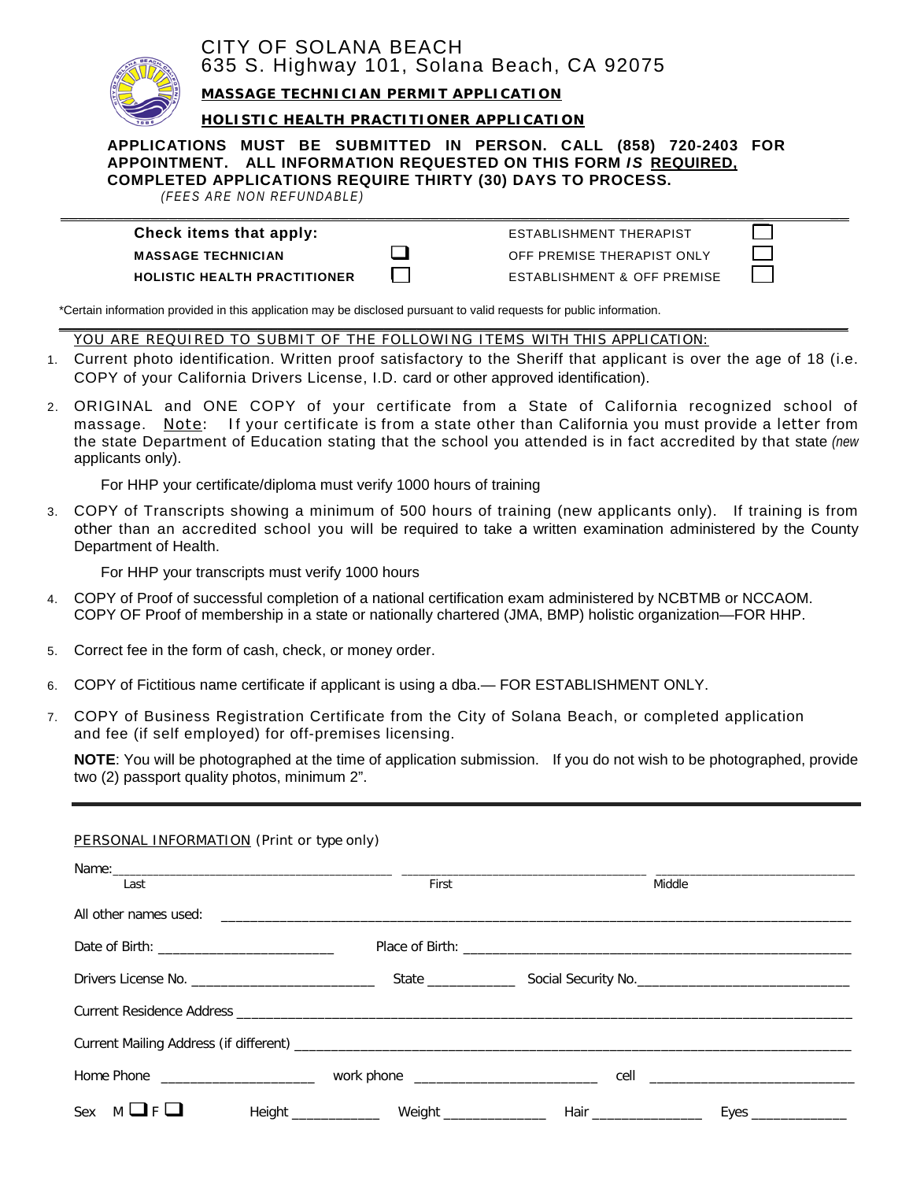# CITY OF SOLANA BEACH

635 S. Highway 101, Solana Beach, CA 92075

**MASSAGE TECHNICIAN PERMIT APPLICATION**

**HOLISTIC HEALTH PRACTITIONER APPLICATION**

**APPLICATIONS MUST BE SUBMITTED IN PERSON. CALL (858) 720-2403 FOR APPOINTMENT. ALL INFORMATION REQUESTED ON THIS FORM *IS* REQUIRED, COMPLETED APPLICATIONS REQUIRE THIRTY (30) DAYS TO PROCESS.**

*(FEES ARE NON REFUNDABLE)*

| **Check items that apply:** | | | |
|---|---|---|---|
| **MASSAGE TECHNICIAN** | ☐ | ESTABLISHMENT THERAPIST | ☐ |
| **HOLISTIC HEALTH PRACTITIONER** | ☐ | OFF PREMISE THERAPIST ONLY | ☐ |
| | | ESTABLISHMENT & OFF PREMISE | ☐ |

*Certain information provided in this application may be disclosed pursuant to valid requests for public information.

YOU ARE REQUIRED TO SUBMIT OF THE FOLLOWING ITEMS WITH THIS APPLICATION:

1. Current photo identification. Written proof satisfactory to the Sheriff that applicant is over the age of 18 (i.e. COPY of your California Drivers License, I.D. card or other approved identification).
2. ORIGINAL and ONE COPY of your certificate from a State of California recognized school of massage. Note: If your certificate is from a state other than California you must provide a letter from the state Department of Education stating that the school you attended is in fact accredited by that state *(new* applicants only).

   For HHP your certificate/diploma must verify 1000 hours of training
3. COPY of Transcripts showing a minimum of 500 hours of training (new applicants only). If training is from other than an accredited school you will be required to take a written examination administered by the County Department of Health.

   For HHP your transcripts must verify 1000 hours
4. COPY of Proof of successful completion of a national certification exam administered by NCBTMB or NCCAOM. COPY OF Proof of membership in a state or nationally chartered (JMA, BMP) holistic organization—FOR HHP.
5. Correct fee in the form of cash, check, or money order.
6. COPY of Fictitious name certificate if applicant is using a dba.— FOR ESTABLISHMENT ONLY.
7. COPY of Business Registration Certificate from the City of Solana Beach, or completed application and fee (if self employed) for off-premises licensing.

**NOTE**: You will be photographed at the time of application submission. If you do not wish to be photographed, provide two (2) passport quality photos, minimum 2".

---

PERSONAL INFORMATION (Print or type only)

Name: ______________________ ______________________ ______________________
Last First Middle

All other names used: ______________________

Date of Birth: ______________ Place of Birth: ______________________

Drivers License No. ______________ State ________ Social Security No. ______________

Current Residence Address ______________________

Current Mailing Address (if different) ______________________

Home Phone ______________ work phone ______________ cell ______________

Sex M ☐ F ☐ Height ________ Weight ________ Hair ________ Eyes ________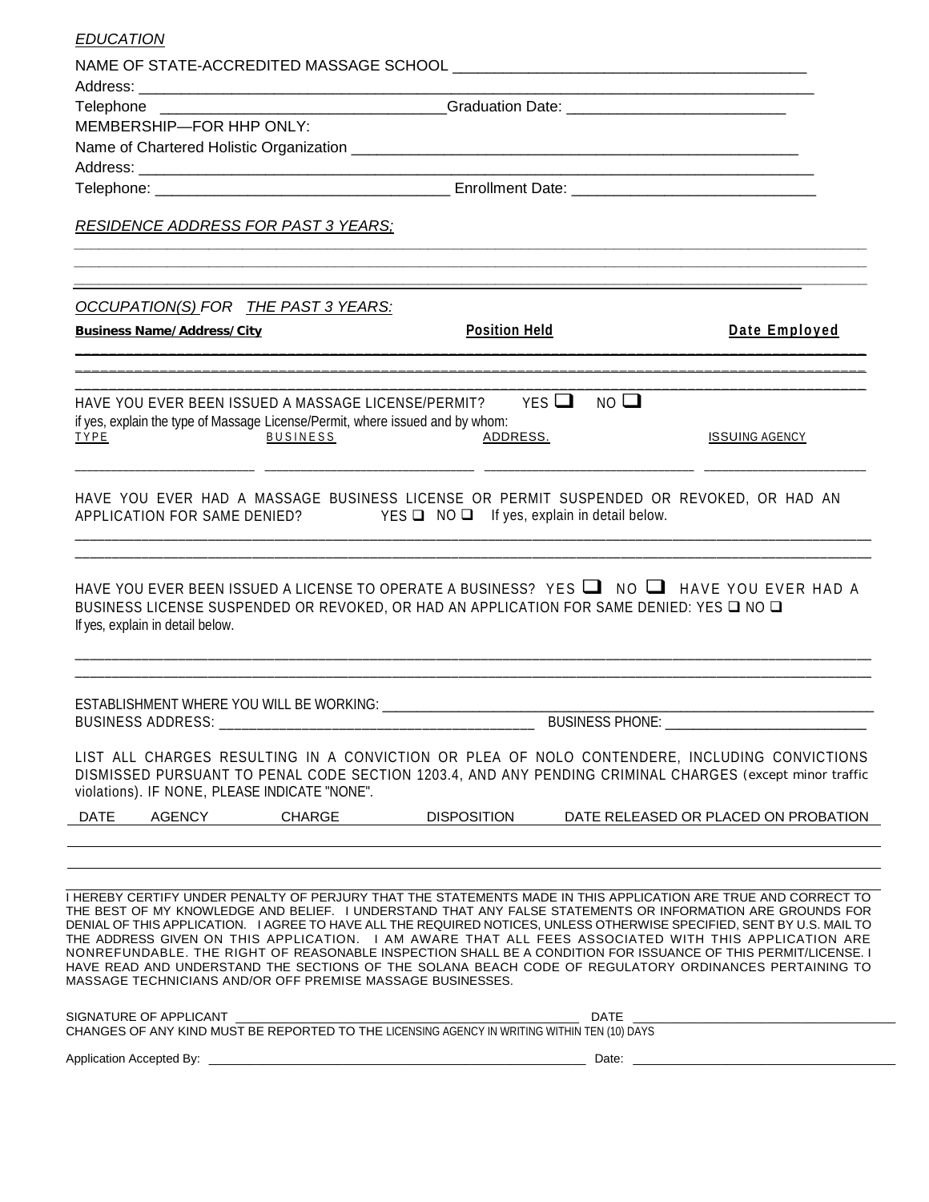*EDUCATION*

NAME OF STATE-ACCREDITED MASSAGE SCHOOL ________________________________________

Address: ________________________________________________________________________

Telephone ________________________________ Graduation Date: __________________________

MEMBERSHIP—FOR HHP ONLY:

Name of Chartered Holistic Organization ______________________________________________

Address: ________________________________________________________________________

Telephone: __________________________________ Enrollment Date: ____________________________

*RESIDENCE ADDRESS FOR PAST 3 YEARS;*

______________________________________________________________________________

______________________________________________________________________________

______________________________________________________________________________

*OCCUPATION(S) FOR THE PAST 3 YEARS:*

| **Business Name/Address/City** | **Position Held** | **Date Employed** |
|---|---|---|
| | | |
| | | |
| | | |

HAVE YOU EVER BEEN ISSUED A MASSAGE LICENSE/PERMIT? YES ❑ NO ❑

if yes, explain the type of Massage License/Permit, where issued and by whom:

| TYPE | BUSINESS | ADDRESS. | ISSUING AGENCY |
|---|---|---|---|
| | | | |

HAVE YOU EVER HAD A MASSAGE BUSINESS LICENSE OR PERMIT SUSPENDED OR REVOKED, OR HAD AN APPLICATION FOR SAME DENIED? YES ❑ NO ❑ If yes, explain in detail below.

______________________________________________________________________________

______________________________________________________________________________

HAVE YOU EVER BEEN ISSUED A LICENSE TO OPERATE A BUSINESS? YES ❑ NO ❑ HAVE YOU EVER HAD A BUSINESS LICENSE SUSPENDED OR REVOKED, OR HAD AN APPLICATION FOR SAME DENIED: YES ❑ NO ❑

If yes, explain in detail below.

______________________________________________________________________________

______________________________________________________________________________

ESTABLISHMENT WHERE YOU WILL BE WORKING: ______________________________________________

BUSINESS ADDRESS: ________________________________________ BUSINESS PHONE: __________________________

LIST ALL CHARGES RESULTING IN A CONVICTION OR PLEA OF NOLO CONTENDERE, INCLUDING CONVICTIONS DISMISSED PURSUANT TO PENAL CODE SECTION 1203.4, AND ANY PENDING CRIMINAL CHARGES (except minor traffic violations). IF NONE, PLEASE INDICATE "NONE".

| DATE | AGENCY | CHARGE | DISPOSITION | DATE RELEASED OR PLACED ON PROBATION |
|---|---|---|---|---|
| | | | | |
| | | | | |
| | | | | |

I HEREBY CERTIFY UNDER PENALTY OF PERJURY THAT THE STATEMENTS MADE IN THIS APPLICATION ARE TRUE AND CORRECT TO THE BEST OF MY KNOWLEDGE AND BELIEF. I UNDERSTAND THAT ANY FALSE STATEMENTS OR INFORMATION ARE GROUNDS FOR DENIAL OF THIS APPLICATION. I AGREE TO HAVE ALL THE REQUIRED NOTICES, UNLESS OTHERWISE SPECIFIED, SENT BY U.S. MAIL TO THE ADDRESS GIVEN ON THIS APPLICATION. I AM AWARE THAT ALL FEES ASSOCIATED WITH THIS APPLICATION ARE NONREFUNDABLE. THE RIGHT OF REASONABLE INSPECTION SHALL BE A CONDITION FOR ISSUANCE OF THIS PERMIT/LICENSE. I HAVE READ AND UNDERSTAND THE SECTIONS OF THE SOLANA BEACH CODE OF REGULATORY ORDINANCES PERTAINING TO MASSAGE TECHNICIANS AND/OR OFF PREMISE MASSAGE BUSINESSES.

SIGNATURE OF APPLICANT ______________________________________________ DATE ______________________________

CHANGES OF ANY KIND MUST BE REPORTED TO THE LICENSING AGENCY IN WRITING WITHIN TEN (10) DAYS

Application Accepted By: ______________________________________________ Date: ______________________________